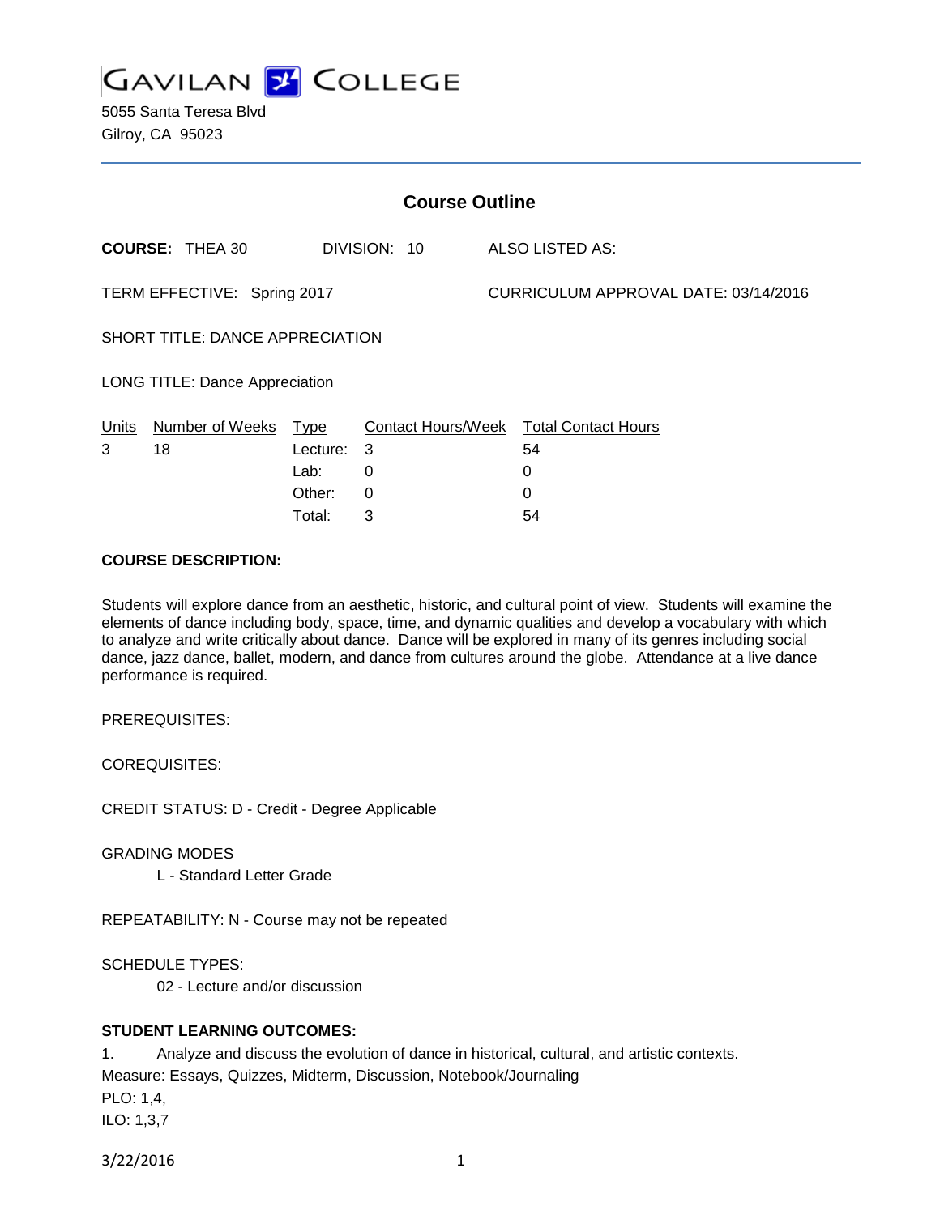# GAVILAN COLLEGE

5055 Santa Teresa Blvd
Gilroy, CA 95023

## Course Outline

**COURSE:** THEA 30 DIVISION: 10 ALSO LISTED AS:

TERM EFFECTIVE: Spring 2017 CURRICULUM APPROVAL DATE: 03/14/2016

SHORT TITLE: DANCE APPRECIATION

LONG TITLE: Dance Appreciation

| Units | Number of Weeks | Type | Contact Hours/Week | Total Contact Hours |
|---|---|---|---|---|
| 3 | 18 | Lecture: | 3 | 54 |
| | | Lab: | 0 | 0 |
| | | Other: | 0 | 0 |
| | | Total: | 3 | 54 |

**COURSE DESCRIPTION:**

Students will explore dance from an aesthetic, historic, and cultural point of view. Students will examine the elements of dance including body, space, time, and dynamic qualities and develop a vocabulary with which to analyze and write critically about dance. Dance will be explored in many of its genres including social dance, jazz dance, ballet, modern, and dance from cultures around the globe. Attendance at a live dance performance is required.

PREREQUISITES:

COREQUISITES:

CREDIT STATUS: D - Credit - Degree Applicable

GRADING MODES

L - Standard Letter Grade

REPEATABILITY: N - Course may not be repeated

SCHEDULE TYPES:

02 - Lecture and/or discussion

**STUDENT LEARNING OUTCOMES:**

1. Analyze and discuss the evolution of dance in historical, cultural, and artistic contexts.

Measure: Essays, Quizzes, Midterm, Discussion, Notebook/Journaling

PLO: 1,4,

ILO: 1,3,7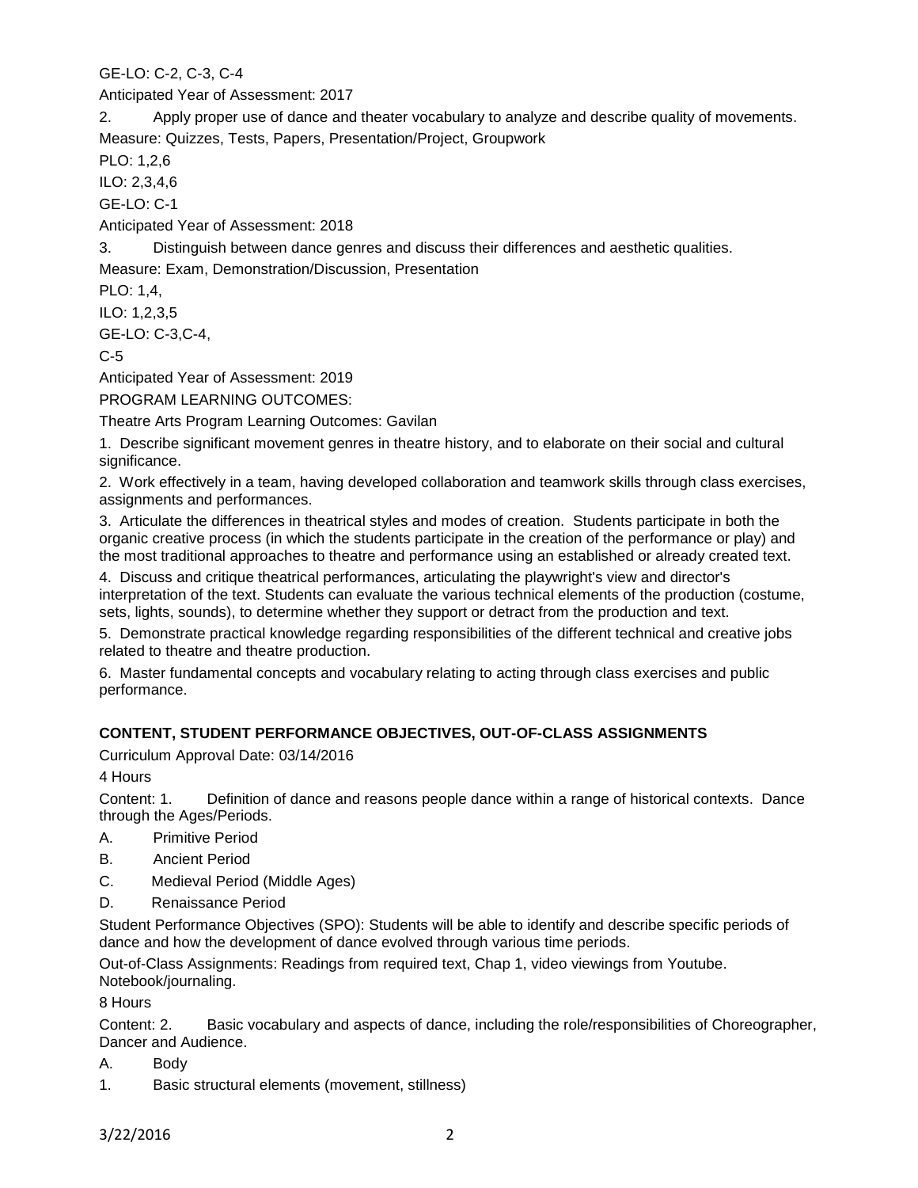GE-LO: C-2, C-3, C-4

Anticipated Year of Assessment: 2017

2. Apply proper use of dance and theater vocabulary to analyze and describe quality of movements.

Measure: Quizzes, Tests, Papers, Presentation/Project, Groupwork

PLO: 1,2,6

ILO: 2,3,4,6

GE-LO: C-1

Anticipated Year of Assessment: 2018

3. Distinguish between dance genres and discuss their differences and aesthetic qualities.

Measure: Exam, Demonstration/Discussion, Presentation

PLO: 1,4,

ILO: 1,2,3,5

GE-LO: C-3,C-4,

C-5

Anticipated Year of Assessment: 2019

PROGRAM LEARNING OUTCOMES:

Theatre Arts Program Learning Outcomes: Gavilan

1. Describe significant movement genres in theatre history, and to elaborate on their social and cultural significance.

2. Work effectively in a team, having developed collaboration and teamwork skills through class exercises, assignments and performances.

3. Articulate the differences in theatrical styles and modes of creation. Students participate in both the organic creative process (in which the students participate in the creation of the performance or play) and the most traditional approaches to theatre and performance using an established or already created text.

4. Discuss and critique theatrical performances, articulating the playwright's view and director's interpretation of the text. Students can evaluate the various technical elements of the production (costume, sets, lights, sounds), to determine whether they support or detract from the production and text.

5. Demonstrate practical knowledge regarding responsibilities of the different technical and creative jobs related to theatre and theatre production.

6. Master fundamental concepts and vocabulary relating to acting through class exercises and public performance.

## CONTENT, STUDENT PERFORMANCE OBJECTIVES, OUT-OF-CLASS ASSIGNMENTS

Curriculum Approval Date: 03/14/2016

4 Hours

Content: 1. Definition of dance and reasons people dance within a range of historical contexts. Dance through the Ages/Periods.

A. Primitive Period

B. Ancient Period

C. Medieval Period (Middle Ages)

D. Renaissance Period

Student Performance Objectives (SPO): Students will be able to identify and describe specific periods of dance and how the development of dance evolved through various time periods.

Out-of-Class Assignments: Readings from required text, Chap 1, video viewings from Youtube. Notebook/journaling.

8 Hours

Content: 2. Basic vocabulary and aspects of dance, including the role/responsibilities of Choreographer, Dancer and Audience.

A. Body

1. Basic structural elements (movement, stillness)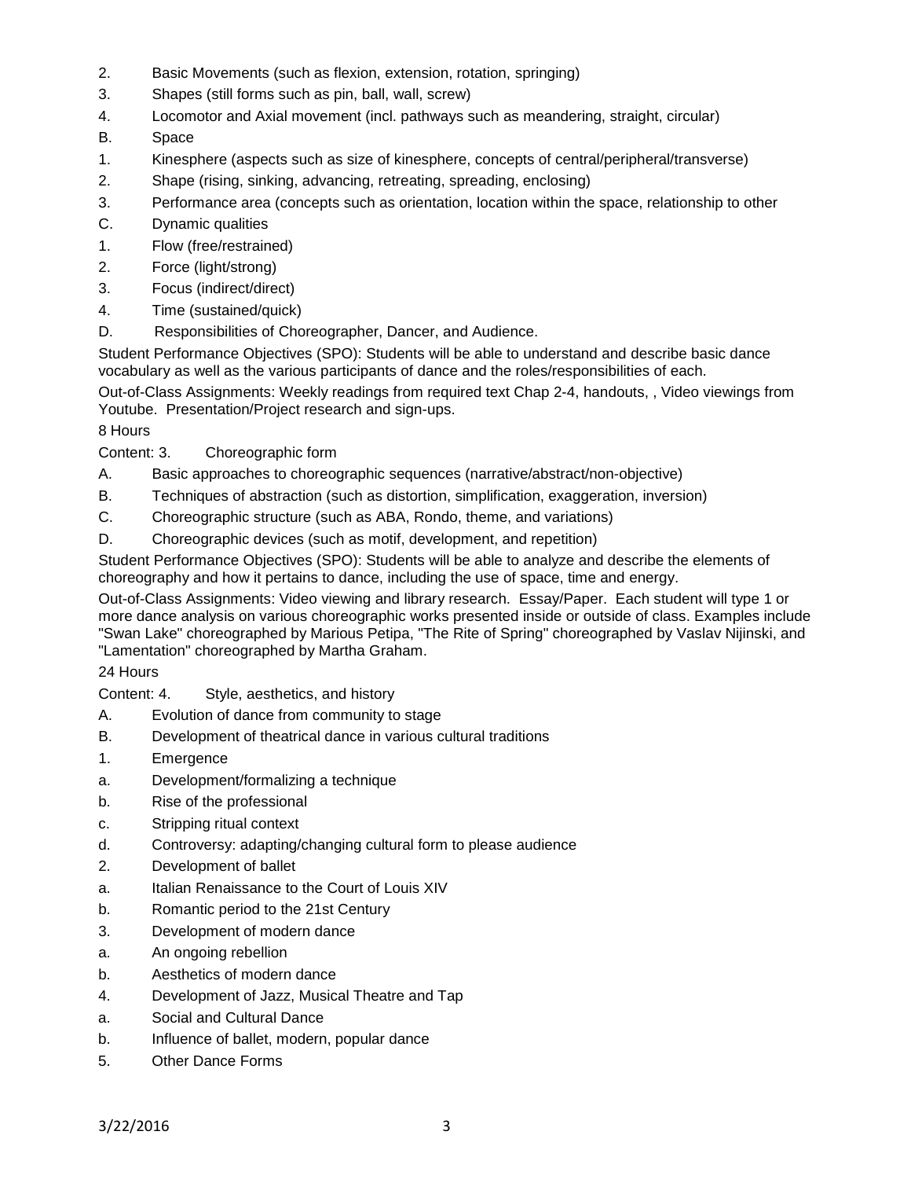2. Basic Movements (such as flexion, extension, rotation, springing)
3. Shapes (still forms such as pin, ball, wall, screw)
4. Locomotor and Axial movement (incl. pathways such as meandering, straight, circular)

B. Space

1. Kinesphere (aspects such as size of kinesphere, concepts of central/peripheral/transverse)
2. Shape (rising, sinking, advancing, retreating, spreading, enclosing)
3. Performance area (concepts such as orientation, location within the space, relationship to other

C. Dynamic qualities

1. Flow (free/restrained)
2. Force (light/strong)
3. Focus (indirect/direct)
4. Time (sustained/quick)

D. Responsibilities of Choreographer, Dancer, and Audience.

Student Performance Objectives (SPO): Students will be able to understand and describe basic dance vocabulary as well as the various participants of dance and the roles/responsibilities of each.

Out-of-Class Assignments: Weekly readings from required text Chap 2-4, handouts, , Video viewings from Youtube. Presentation/Project research and sign-ups.

8 Hours

Content: 3. Choreographic form

A. Basic approaches to choreographic sequences (narrative/abstract/non-objective)

B. Techniques of abstraction (such as distortion, simplification, exaggeration, inversion)

C. Choreographic structure (such as ABA, Rondo, theme, and variations)

D. Choreographic devices (such as motif, development, and repetition)

Student Performance Objectives (SPO): Students will be able to analyze and describe the elements of choreography and how it pertains to dance, including the use of space, time and energy.

Out-of-Class Assignments: Video viewing and library research. Essay/Paper. Each student will type 1 or more dance analysis on various choreographic works presented inside or outside of class. Examples include "Swan Lake" choreographed by Marious Petipa, "The Rite of Spring" choreographed by Vaslav Nijinski, and "Lamentation" choreographed by Martha Graham.

24 Hours

Content: 4. Style, aesthetics, and history

A. Evolution of dance from community to stage

B. Development of theatrical dance in various cultural traditions

1. Emergence
   a. Development/formalizing a technique
   b. Rise of the professional
   c. Stripping ritual context
   d. Controversy: adapting/changing cultural form to please audience
2. Development of ballet
   a. Italian Renaissance to the Court of Louis XIV
   b. Romantic period to the 21st Century
3. Development of modern dance
   a. An ongoing rebellion
   b. Aesthetics of modern dance
4. Development of Jazz, Musical Theatre and Tap
   a. Social and Cultural Dance
   b. Influence of ballet, modern, popular dance
5. Other Dance Forms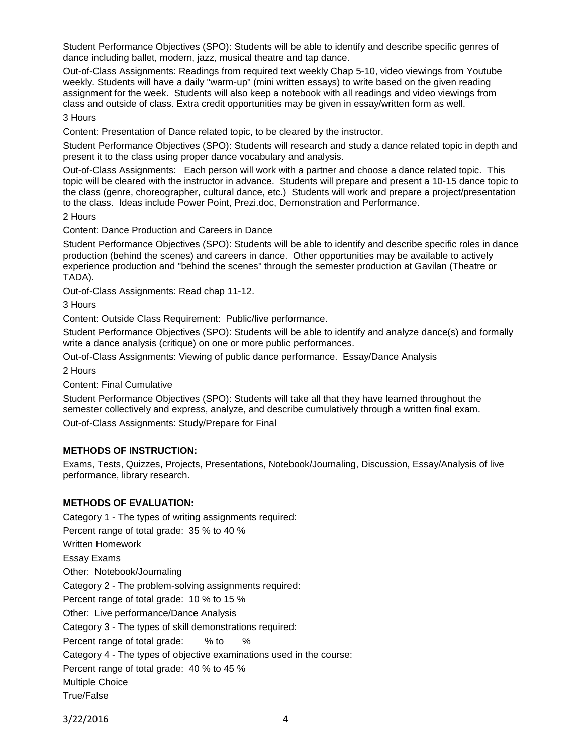Student Performance Objectives (SPO): Students will be able to identify and describe specific genres of dance including ballet, modern, jazz, musical theatre and tap dance.

Out-of-Class Assignments: Readings from required text weekly Chap 5-10, video viewings from Youtube weekly. Students will have a daily "warm-up" (mini written essays) to write based on the given reading assignment for the week. Students will also keep a notebook with all readings and video viewings from class and outside of class. Extra credit opportunities may be given in essay/written form as well.

3 Hours

Content: Presentation of Dance related topic, to be cleared by the instructor.

Student Performance Objectives (SPO): Students will research and study a dance related topic in depth and present it to the class using proper dance vocabulary and analysis.

Out-of-Class Assignments: Each person will work with a partner and choose a dance related topic. This topic will be cleared with the instructor in advance. Students will prepare and present a 10-15 dance topic to the class (genre, choreographer, cultural dance, etc.) Students will work and prepare a project/presentation to the class. Ideas include Power Point, Prezi.doc, Demonstration and Performance.

2 Hours

Content: Dance Production and Careers in Dance

Student Performance Objectives (SPO): Students will be able to identify and describe specific roles in dance production (behind the scenes) and careers in dance. Other opportunities may be available to actively experience production and "behind the scenes" through the semester production at Gavilan (Theatre or TADA).

Out-of-Class Assignments: Read chap 11-12.

3 Hours

Content: Outside Class Requirement: Public/live performance.

Student Performance Objectives (SPO): Students will be able to identify and analyze dance(s) and formally write a dance analysis (critique) on one or more public performances.

Out-of-Class Assignments: Viewing of public dance performance. Essay/Dance Analysis

2 Hours

Content: Final Cumulative

Student Performance Objectives (SPO): Students will take all that they have learned throughout the semester collectively and express, analyze, and describe cumulatively through a written final exam.

Out-of-Class Assignments: Study/Prepare for Final

**METHODS OF INSTRUCTION:**

Exams, Tests, Quizzes, Projects, Presentations, Notebook/Journaling, Discussion, Essay/Analysis of live performance, library research.

**METHODS OF EVALUATION:**

Category 1 - The types of writing assignments required:

Percent range of total grade: 35 % to 40 %

Written Homework

Essay Exams

Other: Notebook/Journaling

Category 2 - The problem-solving assignments required:

Percent range of total grade: 10 % to 15 %

Other: Live performance/Dance Analysis

Category 3 - The types of skill demonstrations required:

Percent range of total grade: % to %

Category 4 - The types of objective examinations used in the course:

Percent range of total grade: 40 % to 45 %

Multiple Choice

True/False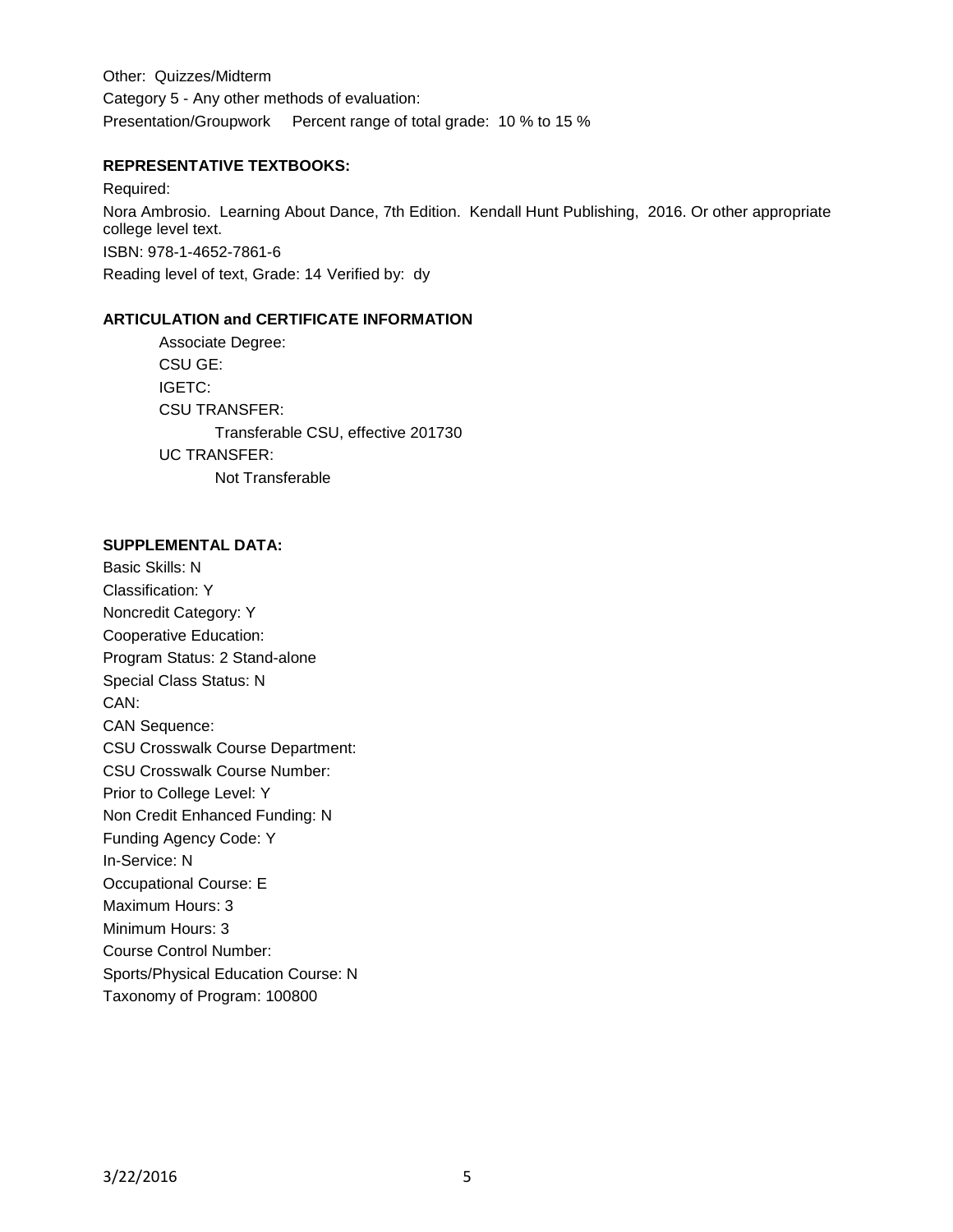Other: Quizzes/Midterm

Category 5 - Any other methods of evaluation:

Presentation/Groupwork Percent range of total grade: 10 % to 15 %

**REPRESENTATIVE TEXTBOOKS:**

Required:

Nora Ambrosio. Learning About Dance, 7th Edition. Kendall Hunt Publishing, 2016. Or other appropriate college level text.

ISBN: 978-1-4652-7861-6

Reading level of text, Grade: 14 Verified by: dy

**ARTICULATION and CERTIFICATE INFORMATION**

Associate Degree:

CSU GE:

IGETC:

CSU TRANSFER:

Transferable CSU, effective 201730

UC TRANSFER:

Not Transferable

**SUPPLEMENTAL DATA:**

Basic Skills: N

Classification: Y

Noncredit Category: Y

Cooperative Education:

Program Status: 2 Stand-alone

Special Class Status: N

CAN:

CAN Sequence:

CSU Crosswalk Course Department:

CSU Crosswalk Course Number:

Prior to College Level: Y

Non Credit Enhanced Funding: N

Funding Agency Code: Y

In-Service: N

Occupational Course: E

Maximum Hours: 3

Minimum Hours: 3

Course Control Number:

Sports/Physical Education Course: N

Taxonomy of Program: 100800